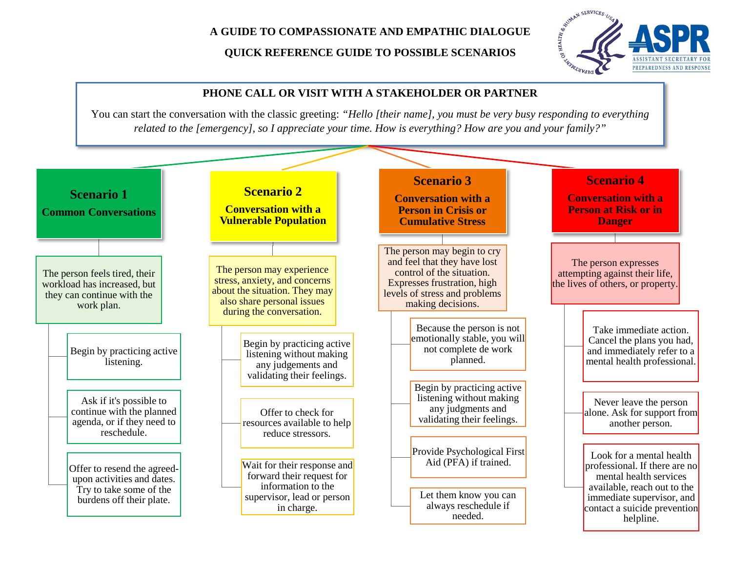# A GUIDE TO COMPASSIONATE AND EMPATHIC DIALOGUE

## QUICK REFERENCE GUIDE TO POSSIBLE SCENARIOS

### PHONE CALL OR VISIT WITH A STAKEHOLDER OR PARTNER

You can start the conversation with the classic greeting: *"Hello [their name], you must be very busy responding to everything related to the [emergency], so I appreciate your time. How is everything? How are you and your family?"*

### Scenario 1

**Common Conversations**

The person feels tired, their workload has increased, but they can continue with the work plan.

- Begin by practicing active listening.
- Ask if it's possible to continue with the planned agenda, or if they need to reschedule.
- Offer to resend the agreed-upon activities and dates. Try to take some of the burdens off their plate.

### Scenario 2

**Conversation with a Vulnerable Population**

The person may experience stress, anxiety, and concerns about the situation. They may also share personal issues during the conversation.

- Begin by practicing active listening without making any judgements and validating their feelings.
- Offer to check for resources available to help reduce stressors.
- Wait for their response and forward their request for information to the supervisor, lead or person in charge.

### Scenario 3

**Conversation with a Person in Crisis or Cumulative Stress**

The person may begin to cry and feel that they have lost control of the situation. Expresses frustration, high levels of stress and problems making decisions.

- Because the person is not emotionally stable, you will not complete de work planned.
- Begin by practicing active listening without making any judgments and validating their feelings.
- Provide Psychological First Aid (PFA) if trained.
- Let them know you can always reschedule if needed.

### Scenario 4

**Conversation with a Person at Risk or in Danger**

The person expresses attempting against their life, the lives of others, or property.

- Take immediate action. Cancel the plans you had, and immediately refer to a mental health professional.
- Never leave the person alone. Ask for support from another person.
- Look for a mental health professional. If there are no mental health services available, reach out to the immediate supervisor, and contact a suicide prevention helpline.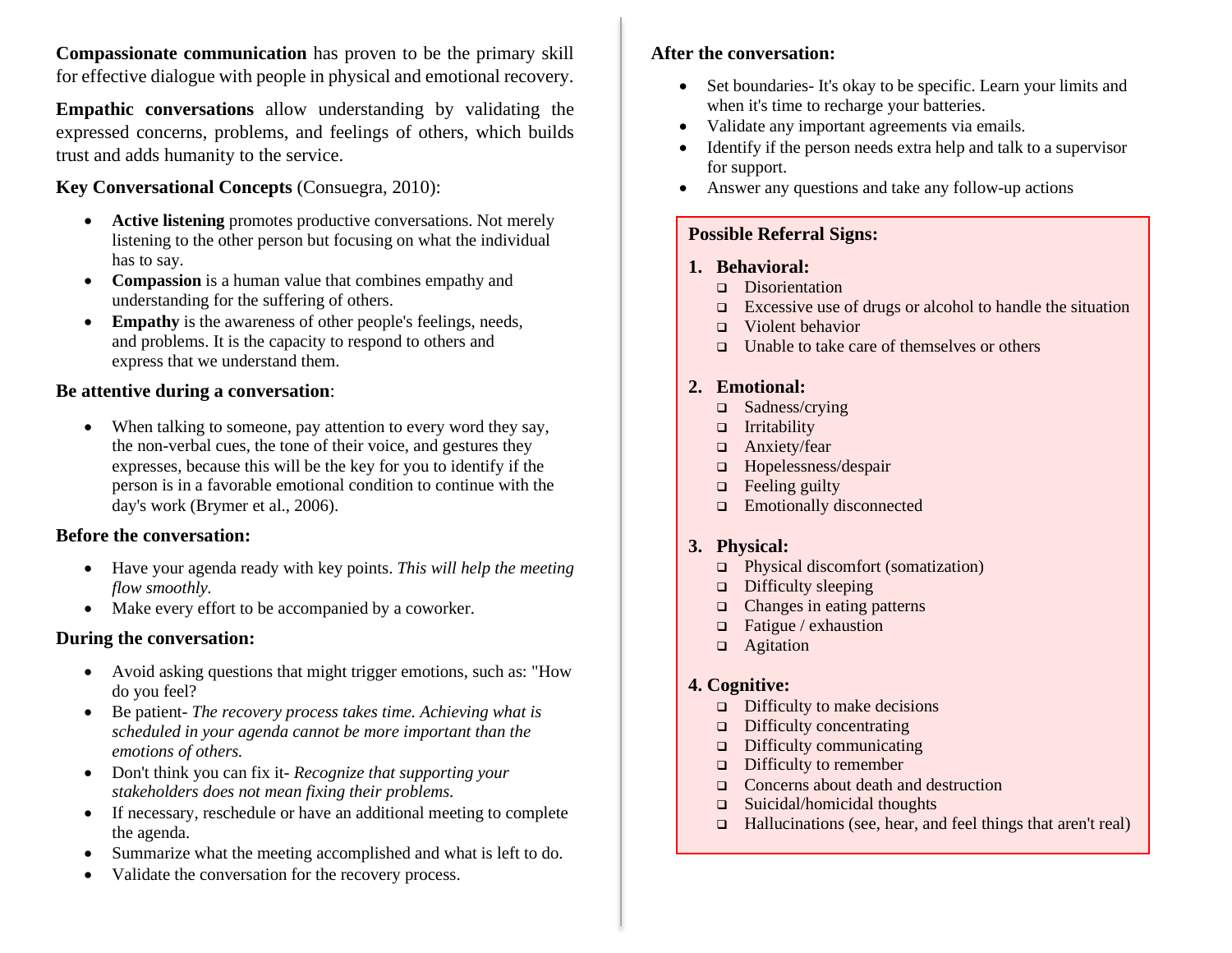**Compassionate communication** has proven to be the primary skill for effective dialogue with people in physical and emotional recovery.

**Empathic conversations** allow understanding by validating the expressed concerns, problems, and feelings of others, which builds trust and adds humanity to the service.

**Key Conversational Concepts** (Consuegra, 2010):

- **Active listening** promotes productive conversations. Not merely listening to the other person but focusing on what the individual has to say.
- **Compassion** is a human value that combines empathy and understanding for the suffering of others.
- **Empathy** is the awareness of other people's feelings, needs, and problems. It is the capacity to respond to others and express that we understand them.

**Be attentive during a conversation**:

- When talking to someone, pay attention to every word they say, the non-verbal cues, the tone of their voice, and gestures they expresses, because this will be the key for you to identify if the person is in a favorable emotional condition to continue with the day's work (Brymer et al., 2006).

**Before the conversation:**

- Have your agenda ready with key points. *This will help the meeting flow smoothly.*
- Make every effort to be accompanied by a coworker.

**During the conversation:**

- Avoid asking questions that might trigger emotions, such as: "How do you feel?
- Be patient- *The recovery process takes time. Achieving what is scheduled in your agenda cannot be more important than the emotions of others.*
- Don't think you can fix it- *Recognize that supporting your stakeholders does not mean fixing their problems.*
- If necessary, reschedule or have an additional meeting to complete the agenda.
- Summarize what the meeting accomplished and what is left to do.
- Validate the conversation for the recovery process.

**After the conversation:**

- Set boundaries- It's okay to be specific. Learn your limits and when it's time to recharge your batteries.
- Validate any important agreements via emails.
- Identify if the person needs extra help and talk to a supervisor for support.
- Answer any questions and take any follow-up actions

**Possible Referral Signs:**

1. **Behavioral:**
   - Disorientation
   - Excessive use of drugs or alcohol to handle the situation
   - Violent behavior
   - Unable to take care of themselves or others

2. **Emotional:**
   - Sadness/crying
   - Irritability
   - Anxiety/fear
   - Hopelessness/despair
   - Feeling guilty
   - Emotionally disconnected

3. **Physical:**
   - Physical discomfort (somatization)
   - Difficulty sleeping
   - Changes in eating patterns
   - Fatigue / exhaustion
   - Agitation

4. **Cognitive:**
   - Difficulty to make decisions
   - Difficulty concentrating
   - Difficulty communicating
   - Difficulty to remember
   - Concerns about death and destruction
   - Suicidal/homicidal thoughts
   - Hallucinations (see, hear, and feel things that aren't real)